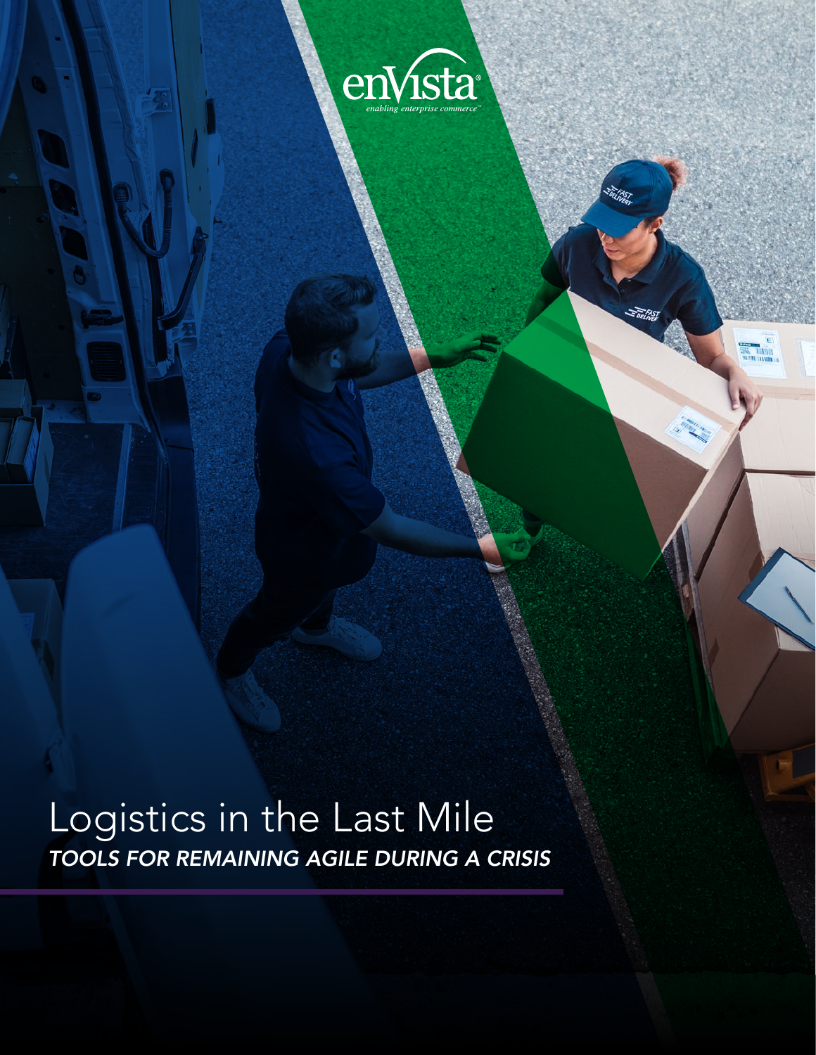enVista®

*enabling enterprise commerce™*

# Logistics in the Last Mile

***TOOLS FOR REMAINING AGILE DURING A CRISIS***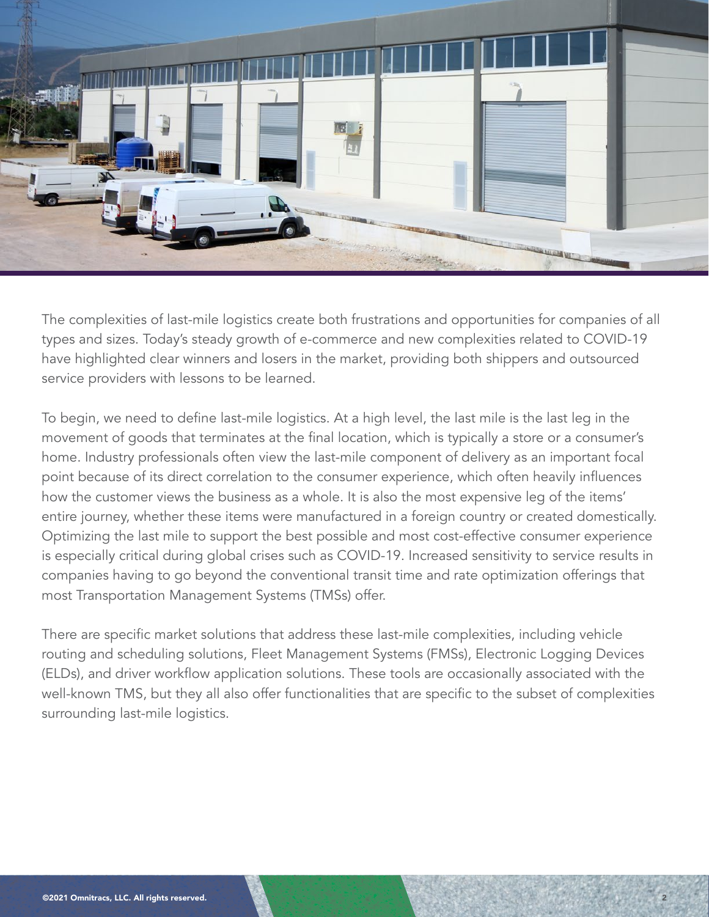The complexities of last-mile logistics create both frustrations and opportunities for companies of all types and sizes. Today's steady growth of e-commerce and new complexities related to COVID-19 have highlighted clear winners and losers in the market, providing both shippers and outsourced service providers with lessons to be learned.

To begin, we need to define last-mile logistics. At a high level, the last mile is the last leg in the movement of goods that terminates at the final location, which is typically a store or a consumer's home. Industry professionals often view the last-mile component of delivery as an important focal point because of its direct correlation to the consumer experience, which often heavily influences how the customer views the business as a whole. It is also the most expensive leg of the items' entire journey, whether these items were manufactured in a foreign country or created domestically. Optimizing the last mile to support the best possible and most cost-effective consumer experience is especially critical during global crises such as COVID-19. Increased sensitivity to service results in companies having to go beyond the conventional transit time and rate optimization offerings that most Transportation Management Systems (TMSs) offer.

There are specific market solutions that address these last-mile complexities, including vehicle routing and scheduling solutions, Fleet Management Systems (FMSs), Electronic Logging Devices (ELDs), and driver workflow application solutions. These tools are occasionally associated with the well-known TMS, but they all also offer functionalities that are specific to the subset of complexities surrounding last-mile logistics.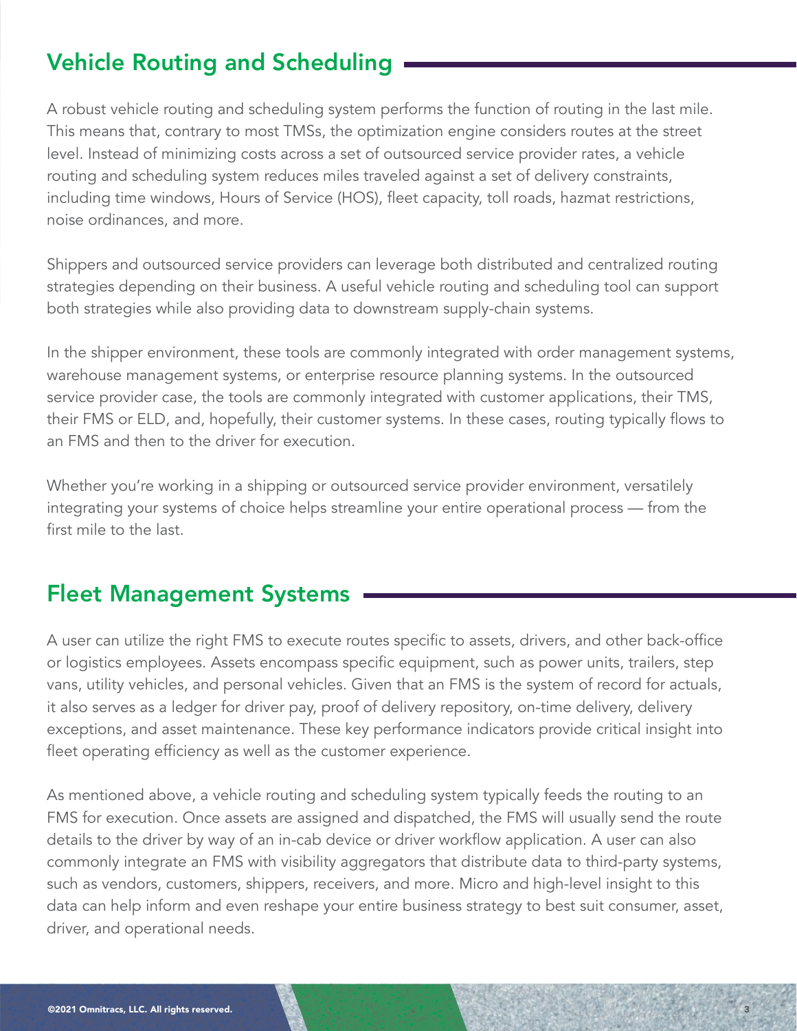## Vehicle Routing and Scheduling

A robust vehicle routing and scheduling system performs the function of routing in the last mile. This means that, contrary to most TMSs, the optimization engine considers routes at the street level. Instead of minimizing costs across a set of outsourced service provider rates, a vehicle routing and scheduling system reduces miles traveled against a set of delivery constraints, including time windows, Hours of Service (HOS), fleet capacity, toll roads, hazmat restrictions, noise ordinances, and more.

Shippers and outsourced service providers can leverage both distributed and centralized routing strategies depending on their business. A useful vehicle routing and scheduling tool can support both strategies while also providing data to downstream supply-chain systems.

In the shipper environment, these tools are commonly integrated with order management systems, warehouse management systems, or enterprise resource planning systems. In the outsourced service provider case, the tools are commonly integrated with customer applications, their TMS, their FMS or ELD, and, hopefully, their customer systems. In these cases, routing typically flows to an FMS and then to the driver for execution.

Whether you're working in a shipping or outsourced service provider environment, versatilely integrating your systems of choice helps streamline your entire operational process — from the first mile to the last.

## Fleet Management Systems

A user can utilize the right FMS to execute routes specific to assets, drivers, and other back-office or logistics employees. Assets encompass specific equipment, such as power units, trailers, step vans, utility vehicles, and personal vehicles. Given that an FMS is the system of record for actuals, it also serves as a ledger for driver pay, proof of delivery repository, on-time delivery, delivery exceptions, and asset maintenance. These key performance indicators provide critical insight into fleet operating efficiency as well as the customer experience.

As mentioned above, a vehicle routing and scheduling system typically feeds the routing to an FMS for execution. Once assets are assigned and dispatched, the FMS will usually send the route details to the driver by way of an in-cab device or driver workflow application. A user can also commonly integrate an FMS with visibility aggregators that distribute data to third-party systems, such as vendors, customers, shippers, receivers, and more. Micro and high-level insight to this data can help inform and even reshape your entire business strategy to best suit consumer, asset, driver, and operational needs.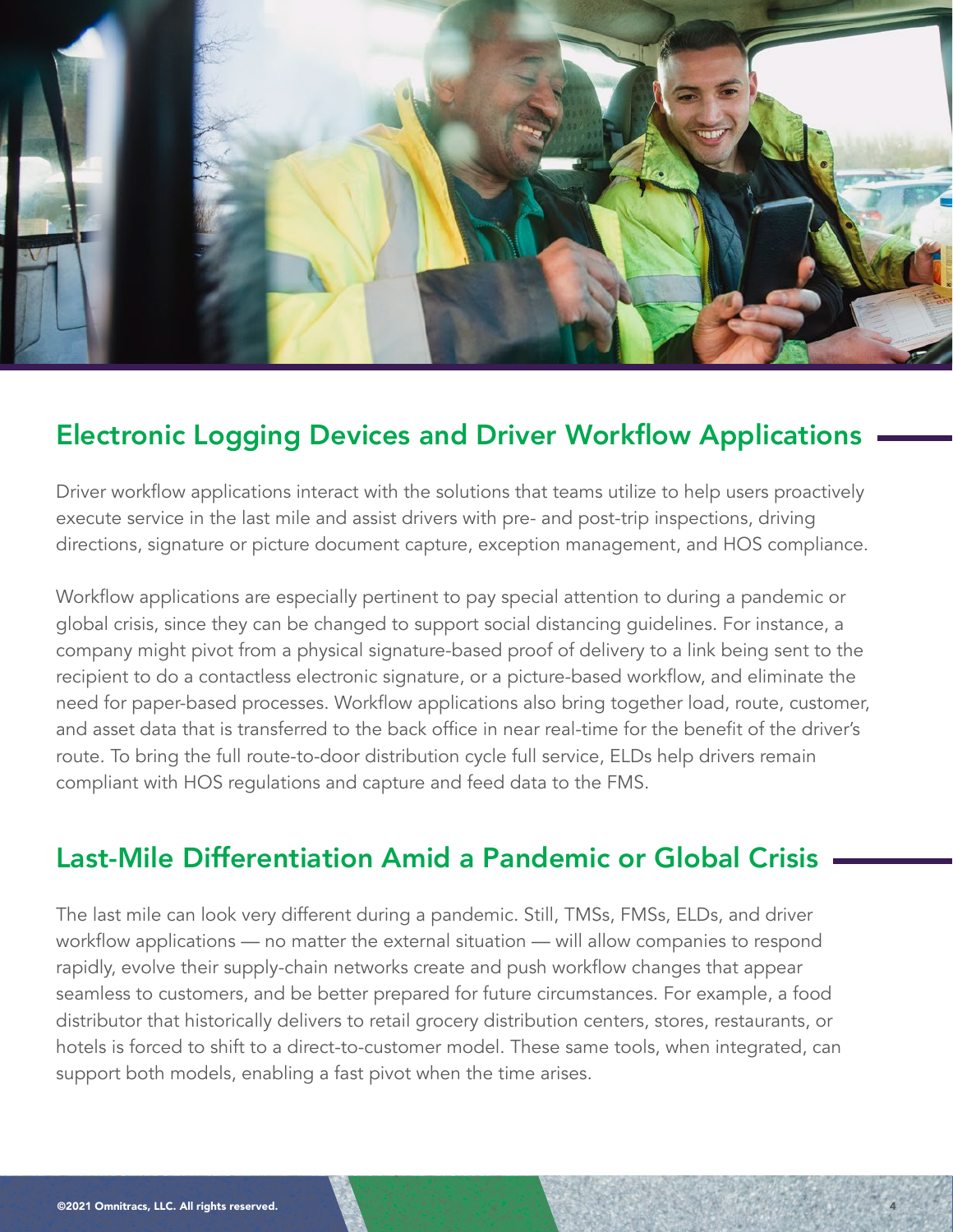## Electronic Logging Devices and Driver Workflow Applications

Driver workflow applications interact with the solutions that teams utilize to help users proactively execute service in the last mile and assist drivers with pre- and post-trip inspections, driving directions, signature or picture document capture, exception management, and HOS compliance.

Workflow applications are especially pertinent to pay special attention to during a pandemic or global crisis, since they can be changed to support social distancing guidelines. For instance, a company might pivot from a physical signature-based proof of delivery to a link being sent to the recipient to do a contactless electronic signature, or a picture-based workflow, and eliminate the need for paper-based processes. Workflow applications also bring together load, route, customer, and asset data that is transferred to the back office in near real-time for the benefit of the driver's route. To bring the full route-to-door distribution cycle full service, ELDs help drivers remain compliant with HOS regulations and capture and feed data to the FMS.

## Last-Mile Differentiation Amid a Pandemic or Global Crisis

The last mile can look very different during a pandemic. Still, TMSs, FMSs, ELDs, and driver workflow applications — no matter the external situation — will allow companies to respond rapidly, evolve their supply-chain networks create and push workflow changes that appear seamless to customers, and be better prepared for future circumstances. For example, a food distributor that historically delivers to retail grocery distribution centers, stores, restaurants, or hotels is forced to shift to a direct-to-customer model. These same tools, when integrated, can support both models, enabling a fast pivot when the time arises.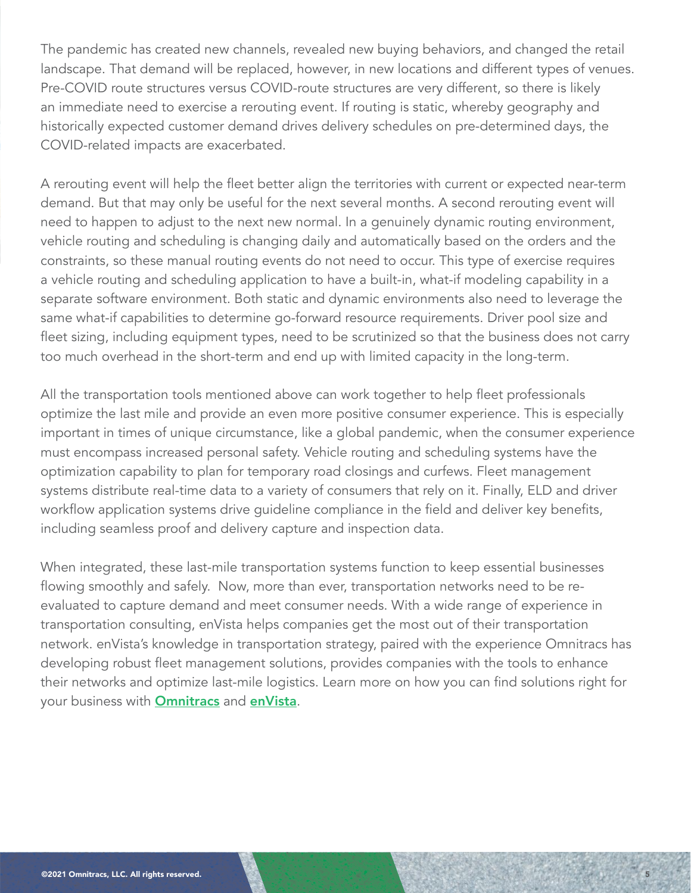The pandemic has created new channels, revealed new buying behaviors, and changed the retail landscape. That demand will be replaced, however, in new locations and different types of venues. Pre-COVID route structures versus COVID-route structures are very different, so there is likely an immediate need to exercise a rerouting event. If routing is static, whereby geography and historically expected customer demand drives delivery schedules on pre-determined days, the COVID-related impacts are exacerbated.

A rerouting event will help the fleet better align the territories with current or expected near-term demand. But that may only be useful for the next several months. A second rerouting event will need to happen to adjust to the next new normal. In a genuinely dynamic routing environment, vehicle routing and scheduling is changing daily and automatically based on the orders and the constraints, so these manual routing events do not need to occur. This type of exercise requires a vehicle routing and scheduling application to have a built-in, what-if modeling capability in a separate software environment. Both static and dynamic environments also need to leverage the same what-if capabilities to determine go-forward resource requirements. Driver pool size and fleet sizing, including equipment types, need to be scrutinized so that the business does not carry too much overhead in the short-term and end up with limited capacity in the long-term.

All the transportation tools mentioned above can work together to help fleet professionals optimize the last mile and provide an even more positive consumer experience. This is especially important in times of unique circumstance, like a global pandemic, when the consumer experience must encompass increased personal safety. Vehicle routing and scheduling systems have the optimization capability to plan for temporary road closings and curfews. Fleet management systems distribute real-time data to a variety of consumers that rely on it. Finally, ELD and driver workflow application systems drive guideline compliance in the field and deliver key benefits, including seamless proof and delivery capture and inspection data.

When integrated, these last-mile transportation systems function to keep essential businesses flowing smoothly and safely. Now, more than ever, transportation networks need to be re-evaluated to capture demand and meet consumer needs. With a wide range of experience in transportation consulting, enVista helps companies get the most out of their transportation network. enVista's knowledge in transportation strategy, paired with the experience Omnitracs has developing robust fleet management solutions, provides companies with the tools to enhance their networks and optimize last-mile logistics. Learn more on how you can find solutions right for your business with **Omnitracs** and **enVista**.

©2021 Omnitracs, LLC. All rights reserved.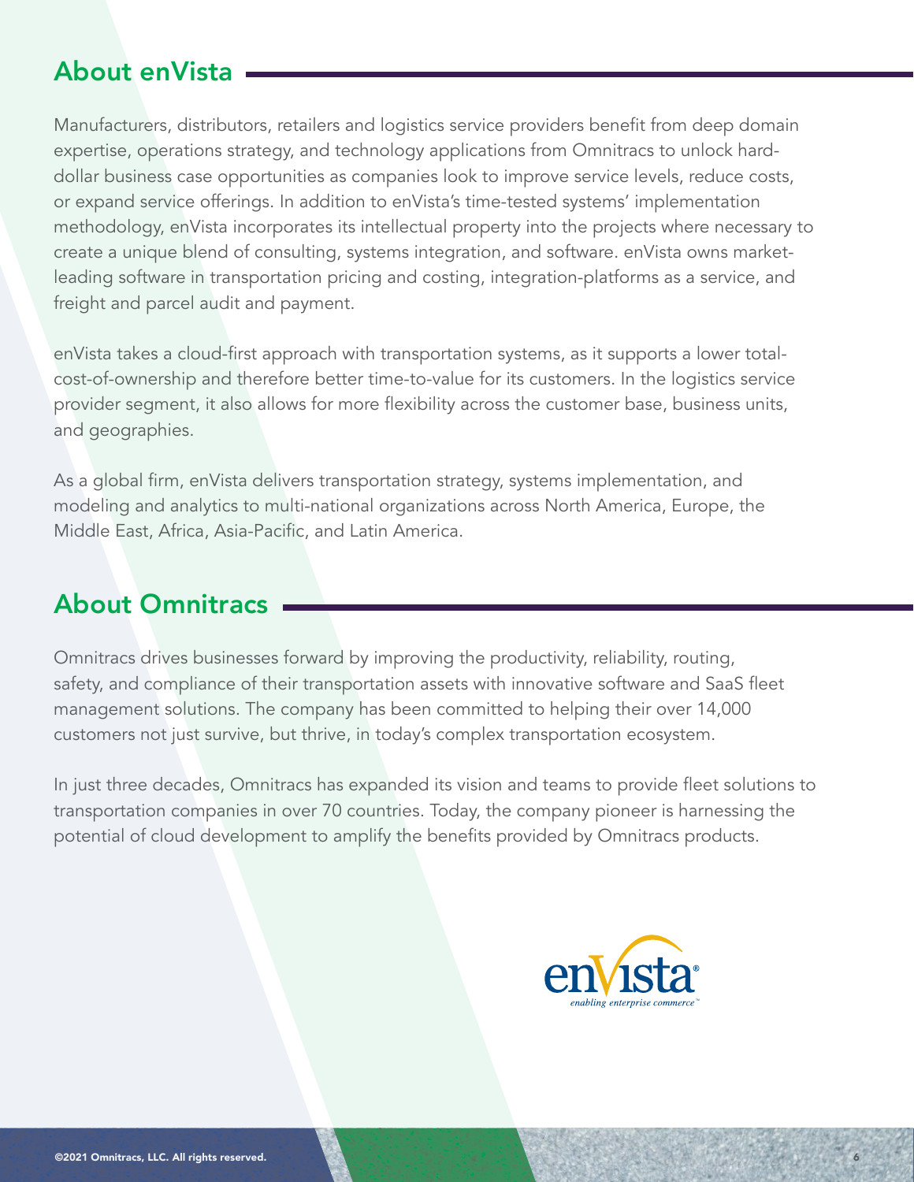## About enVista

Manufacturers, distributors, retailers and logistics service providers benefit from deep domain expertise, operations strategy, and technology applications from Omnitracs to unlock hard-dollar business case opportunities as companies look to improve service levels, reduce costs, or expand service offerings. In addition to enVista's time-tested systems' implementation methodology, enVista incorporates its intellectual property into the projects where necessary to create a unique blend of consulting, systems integration, and software. enVista owns market-leading software in transportation pricing and costing, integration-platforms as a service, and freight and parcel audit and payment.

enVista takes a cloud-first approach with transportation systems, as it supports a lower total-cost-of-ownership and therefore better time-to-value for its customers. In the logistics service provider segment, it also allows for more flexibility across the customer base, business units, and geographies.

As a global firm, enVista delivers transportation strategy, systems implementation, and modeling and analytics to multi-national organizations across North America, Europe, the Middle East, Africa, Asia-Pacific, and Latin America.

## About Omnitracs

Omnitracs drives businesses forward by improving the productivity, reliability, routing, safety, and compliance of their transportation assets with innovative software and SaaS fleet management solutions. The company has been committed to helping their over 14,000 customers not just survive, but thrive, in today's complex transportation ecosystem.

In just three decades, Omnitracs has expanded its vision and teams to provide fleet solutions to transportation companies in over 70 countries. Today, the company pioneer is harnessing the potential of cloud development to amplify the benefits provided by Omnitracs products.

enVista®
*enabling enterprise commerce™*

©2021 Omnitracs, LLC. All rights reserved.